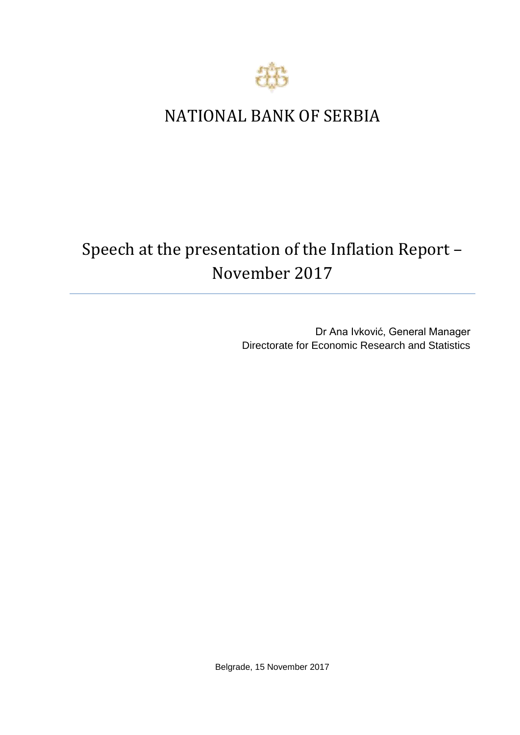# NATIONAL BANK OF SERBIA

## Speech at the presentation of the Inflation Report – November 2017

Dr Ana Ivković, General Manager
Directorate for Economic Research and Statistics

Belgrade, 15 November 2017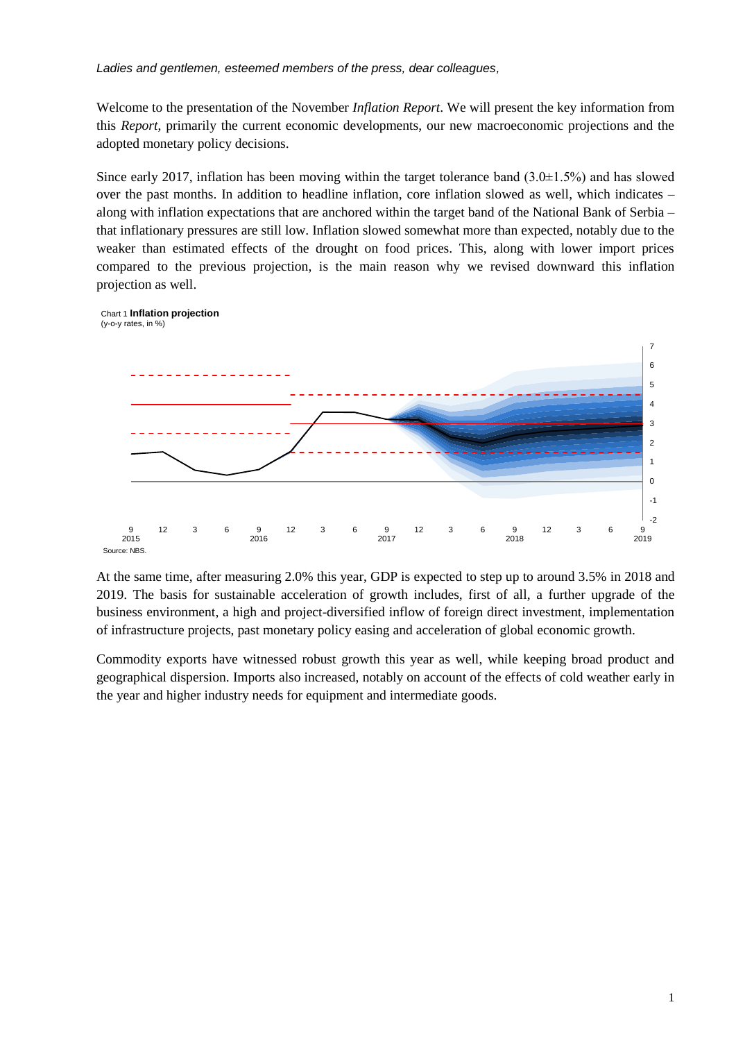*Ladies and gentlemen, esteemed members of the press, dear colleagues,*

Welcome to the presentation of the November *Inflation Report*. We will present the key information from this *Report*, primarily the current economic developments, our new macroeconomic projections and the adopted monetary policy decisions.

Since early 2017, inflation has been moving within the target tolerance band (3.0±1.5%) and has slowed over the past months. In addition to headline inflation, core inflation slowed as well, which indicates – along with inflation expectations that are anchored within the target band of the National Bank of Serbia – that inflationary pressures are still low. Inflation slowed somewhat more than expected, notably due to the weaker than estimated effects of the drought on food prices. This, along with lower import prices compared to the previous projection, is the main reason why we revised downward this inflation projection as well.

Chart 1 **Inflation projection**
(y-o-y rates, in %)

Source: NBS.

At the same time, after measuring 2.0% this year, GDP is expected to step up to around 3.5% in 2018 and 2019. The basis for sustainable acceleration of growth includes, first of all, a further upgrade of the business environment, a high and project-diversified inflow of foreign direct investment, implementation of infrastructure projects, past monetary policy easing and acceleration of global economic growth.

Commodity exports have witnessed robust growth this year as well, while keeping broad product and geographical dispersion. Imports also increased, notably on account of the effects of cold weather early in the year and higher industry needs for equipment and intermediate goods.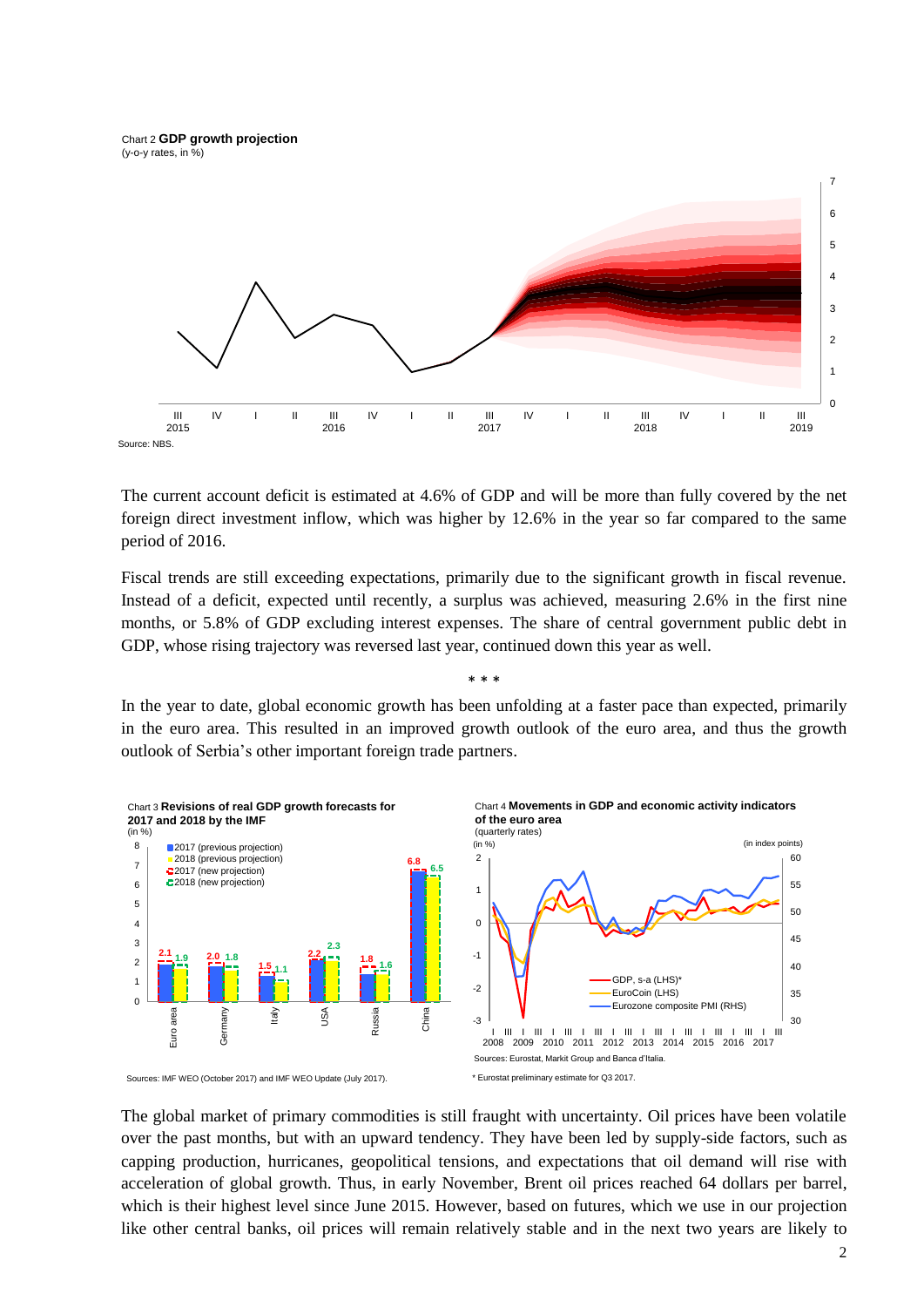Chart 2 **GDP growth projection**
(y-o-y rates, in %)

Source: NBS.

The current account deficit is estimated at 4.6% of GDP and will be more than fully covered by the net foreign direct investment inflow, which was higher by 12.6% in the year so far compared to the same period of 2016.

Fiscal trends are still exceeding expectations, primarily due to the significant growth in fiscal revenue. Instead of a deficit, expected until recently, a surplus was achieved, measuring 2.6% in the first nine months, or 5.8% of GDP excluding interest expenses. The share of central government public debt in GDP, whose rising trajectory was reversed last year, continued down this year as well.

\* \* \*

In the year to date, global economic growth has been unfolding at a faster pace than expected, primarily in the euro area. This resulted in an improved growth outlook of the euro area, and thus the growth outlook of Serbia's other important foreign trade partners.

Chart 3 **Revisions of real GDP growth forecasts for 2017 and 2018 by the IMF**
(in %)

Sources: IMF WEO (October 2017) and IMF WEO Update (July 2017).

Chart 4 **Movements in GDP and economic activity indicators of the euro area**
(quarterly rates)

Sources: Eurostat, Markit Group and Banca d'Italia.

\* Eurostat preliminary estimate for Q3 2017.

The global market of primary commodities is still fraught with uncertainty. Oil prices have been volatile over the past months, but with an upward tendency. They have been led by supply-side factors, such as capping production, hurricanes, geopolitical tensions, and expectations that oil demand will rise with acceleration of global growth. Thus, in early November, Brent oil prices reached 64 dollars per barrel, which is their highest level since June 2015. However, based on futures, which we use in our projection like other central banks, oil prices will remain relatively stable and in the next two years are likely to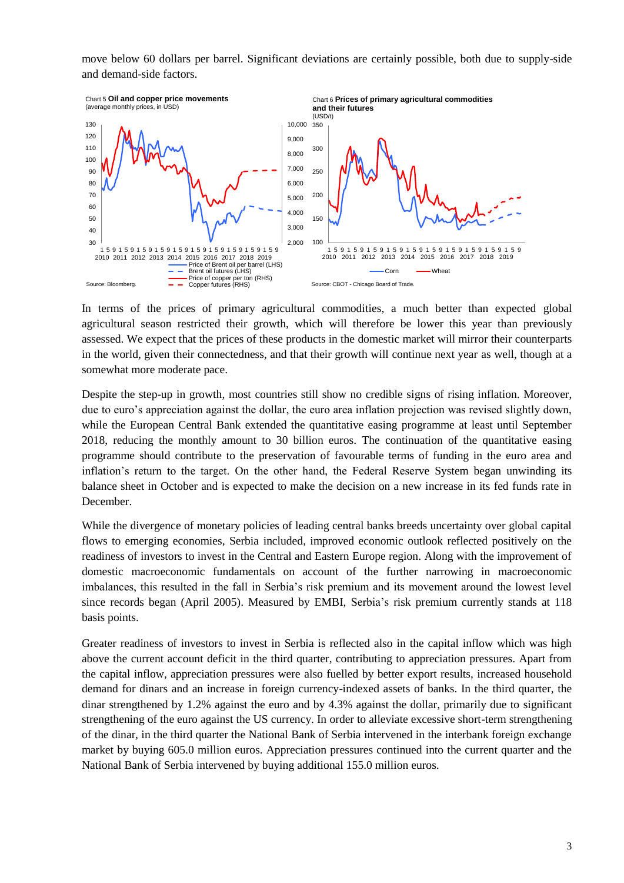move below 60 dollars per barrel. Significant deviations are certainly possible, both due to supply-side and demand-side factors.

Chart 5 **Oil and copper price movements**
(average monthly prices, in USD)

Source: Bloomberg.

Chart 6 **Prices of primary agricultural commodities and their futures**
(USD/t)

Source: CBOT - Chicago Board of Trade.

In terms of the prices of primary agricultural commodities, a much better than expected global agricultural season restricted their growth, which will therefore be lower this year than previously assessed. We expect that the prices of these products in the domestic market will mirror their counterparts in the world, given their connectedness, and that their growth will continue next year as well, though at a somewhat more moderate pace.

Despite the step-up in growth, most countries still show no credible signs of rising inflation. Moreover, due to euro's appreciation against the dollar, the euro area inflation projection was revised slightly down, while the European Central Bank extended the quantitative easing programme at least until September 2018, reducing the monthly amount to 30 billion euros. The continuation of the quantitative easing programme should contribute to the preservation of favourable terms of funding in the euro area and inflation's return to the target. On the other hand, the Federal Reserve System began unwinding its balance sheet in October and is expected to make the decision on a new increase in its fed funds rate in December.

While the divergence of monetary policies of leading central banks breeds uncertainty over global capital flows to emerging economies, Serbia included, improved economic outlook reflected positively on the readiness of investors to invest in the Central and Eastern Europe region. Along with the improvement of domestic macroeconomic fundamentals on account of the further narrowing in macroeconomic imbalances, this resulted in the fall in Serbia's risk premium and its movement around the lowest level since records began (April 2005). Measured by EMBI, Serbia's risk premium currently stands at 118 basis points.

Greater readiness of investors to invest in Serbia is reflected also in the capital inflow which was high above the current account deficit in the third quarter, contributing to appreciation pressures. Apart from the capital inflow, appreciation pressures were also fuelled by better export results, increased household demand for dinars and an increase in foreign currency-indexed assets of banks. In the third quarter, the dinar strengthened by 1.2% against the euro and by 4.3% against the dollar, primarily due to significant strengthening of the euro against the US currency. In order to alleviate excessive short-term strengthening of the dinar, in the third quarter the National Bank of Serbia intervened in the interbank foreign exchange market by buying 605.0 million euros. Appreciation pressures continued into the current quarter and the National Bank of Serbia intervened by buying additional 155.0 million euros.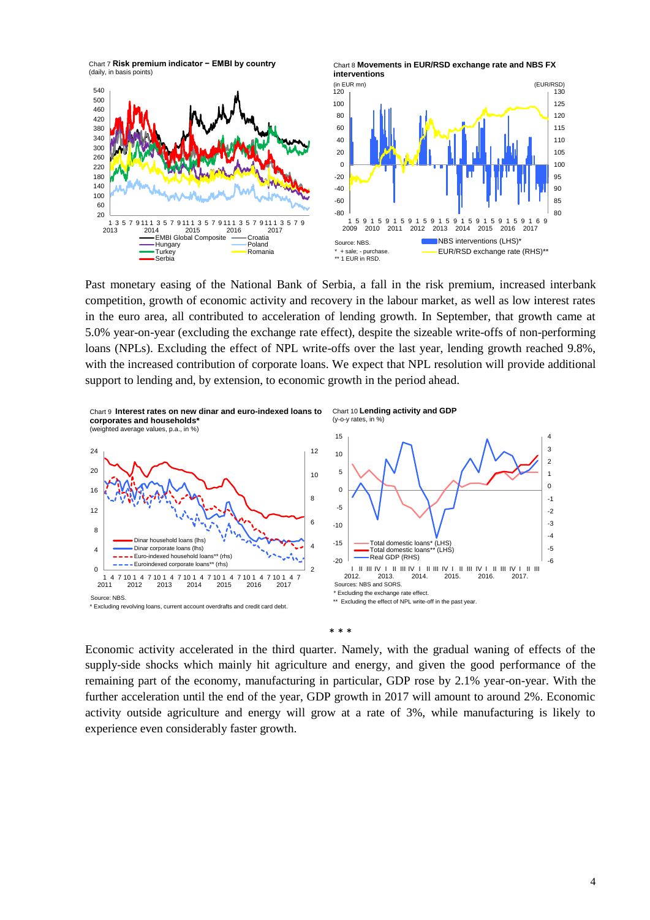Chart 7 **Risk premium indicator − EMBI by country**
(daily, in basis points)

Chart 8 **Movements in EUR/RSD exchange rate and NBS FX interventions**

Source: NBS.
* + sale; - purchase.
** 1 EUR in RSD.

Past monetary easing of the National Bank of Serbia, a fall in the risk premium, increased interbank competition, growth of economic activity and recovery in the labour market, as well as low interest rates in the euro area, all contributed to acceleration of lending growth. In September, that growth came at 5.0% year-on-year (excluding the exchange rate effect), despite the sizeable write-offs of non-performing loans (NPLs). Excluding the effect of NPL write-offs over the last year, lending growth reached 9.8%, with the increased contribution of corporate loans. We expect that NPL resolution will provide additional support to lending and, by extension, to economic growth in the period ahead.

Chart 9 **Interest rates on new dinar and euro-indexed loans to corporates and households***
(weighted average values, p.a., in %)

Source: NBS.
* Excluding revolving loans, current account overdrafts and credit card debt.

Chart 10 **Lending activity and GDP**
(y-o-y rates, in %)

Sources: NBS and SORS.
* Excluding the exchange rate effect.
** Excluding the effect of NPL write-off in the past year.

\* \* \*

Economic activity accelerated in the third quarter. Namely, with the gradual waning of effects of the supply-side shocks which mainly hit agriculture and energy, and given the good performance of the remaining part of the economy, manufacturing in particular, GDP rose by 2.1% year-on-year. With the further acceleration until the end of the year, GDP growth in 2017 will amount to around 2%. Economic activity outside agriculture and energy will grow at a rate of 3%, while manufacturing is likely to experience even considerably faster growth.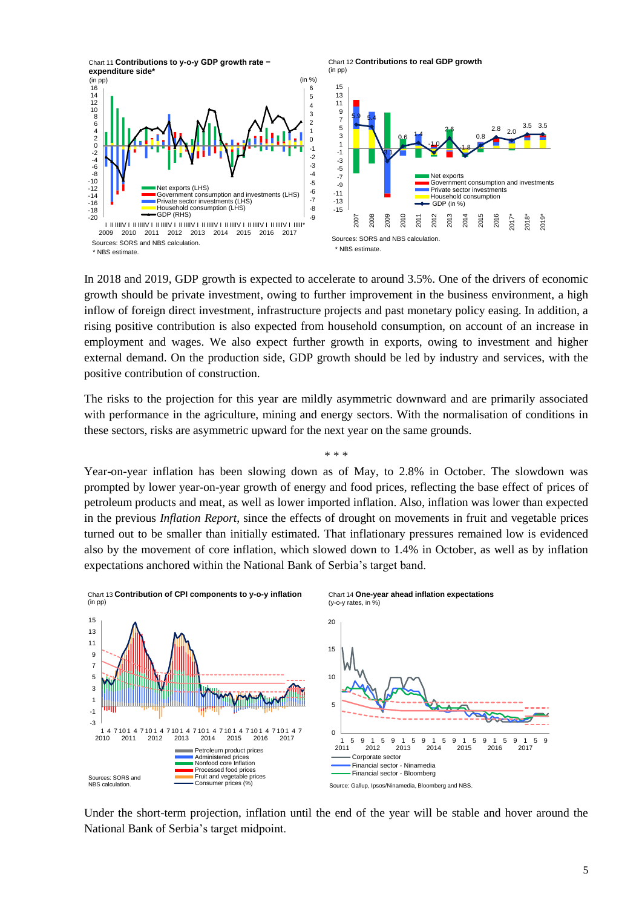Chart 11 **Contributions to y-o-y GDP growth rate – expenditure side***
(in pp)

Sources: SORS and NBS calculation.
* NBS estimate.

Chart 12 **Contributions to real GDP growth**
(in pp)

Sources: SORS and NBS calculation.
* NBS estimate.

In 2018 and 2019, GDP growth is expected to accelerate to around 3.5%. One of the drivers of economic growth should be private investment, owing to further improvement in the business environment, a high inflow of foreign direct investment, infrastructure projects and past monetary policy easing. In addition, a rising positive contribution is also expected from household consumption, on account of an increase in employment and wages. We also expect further growth in exports, owing to investment and higher external demand. On the production side, GDP growth should be led by industry and services, with the positive contribution of construction.

The risks to the projection for this year are mildly asymmetric downward and are primarily associated with performance in the agriculture, mining and energy sectors. With the normalisation of conditions in these sectors, risks are asymmetric upward for the next year on the same grounds.

\* \* \*

Year-on-year inflation has been slowing down as of May, to 2.8% in October. The slowdown was prompted by lower year-on-year growth of energy and food prices, reflecting the base effect of prices of petroleum products and meat, as well as lower imported inflation. Also, inflation was lower than expected in the previous *Inflation Report*, since the effects of drought on movements in fruit and vegetable prices turned out to be smaller than initially estimated. That inflationary pressures remained low is evidenced also by the movement of core inflation, which slowed down to 1.4% in October, as well as by inflation expectations anchored within the National Bank of Serbia's target band.

Chart 13 **Contribution of CPI components to y-o-y inflation**
(in pp)

Sources: SORS and NBS calculation.

Chart 14 **One-year ahead inflation expectations**
(y-o-y rates, in %)

Source: Gallup, Ipsos/Ninamedia, Bloomberg and NBS.

Under the short-term projection, inflation until the end of the year will be stable and hover around the National Bank of Serbia's target midpoint.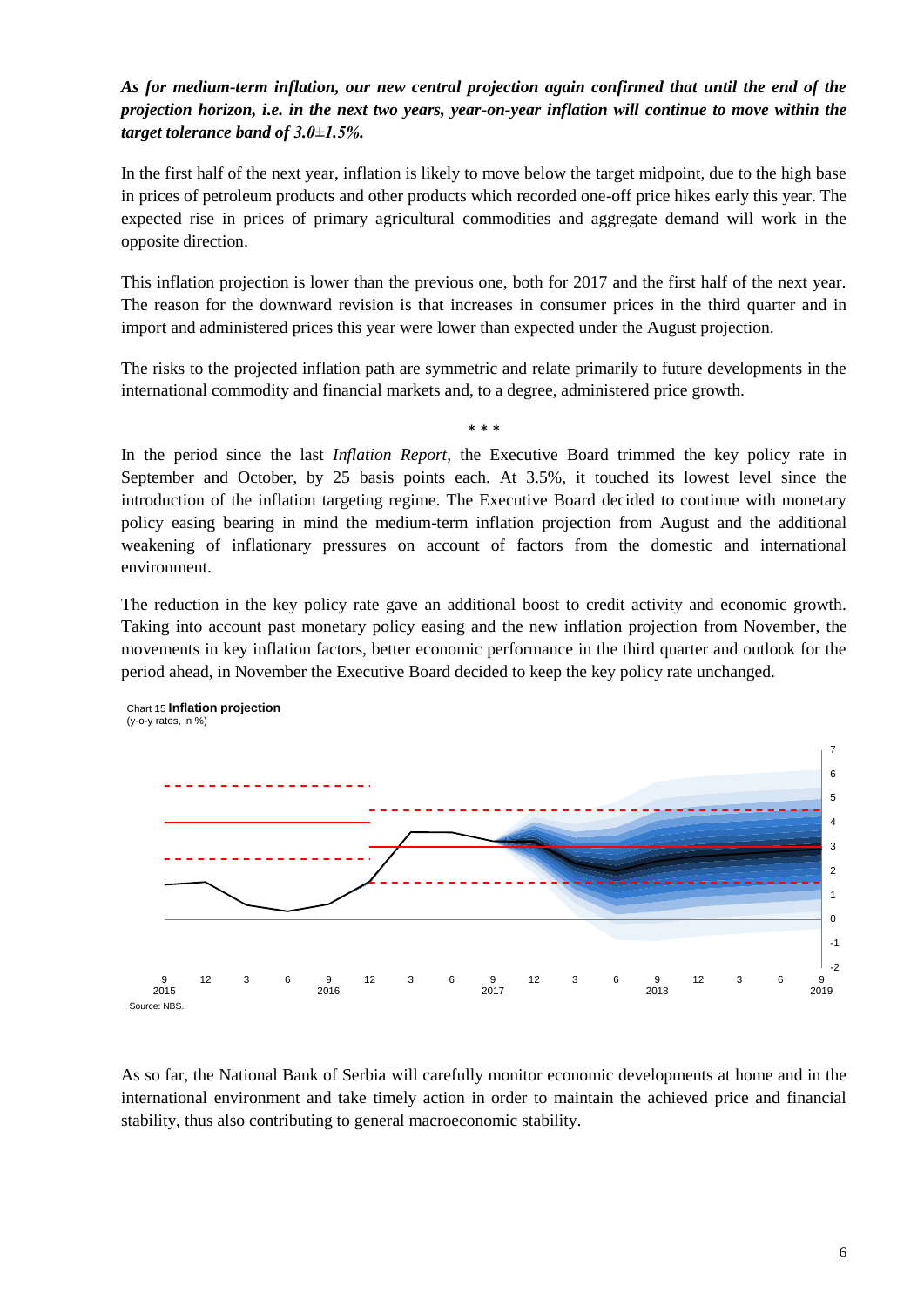***As for medium-term inflation, our new central projection again confirmed that until the end of the projection horizon, i.e. in the next two years, year-on-year inflation will continue to move within the target tolerance band of 3.0±1.5%.***

In the first half of the next year, inflation is likely to move below the target midpoint, due to the high base in prices of petroleum products and other products which recorded one-off price hikes early this year. The expected rise in prices of primary agricultural commodities and aggregate demand will work in the opposite direction.

This inflation projection is lower than the previous one, both for 2017 and the first half of the next year. The reason for the downward revision is that increases in consumer prices in the third quarter and in import and administered prices this year were lower than expected under the August projection.

The risks to the projected inflation path are symmetric and relate primarily to future developments in the international commodity and financial markets and, to a degree, administered price growth.

\* \* \*

In the period since the last *Inflation Report*, the Executive Board trimmed the key policy rate in September and October, by 25 basis points each. At 3.5%, it touched its lowest level since the introduction of the inflation targeting regime. The Executive Board decided to continue with monetary policy easing bearing in mind the medium-term inflation projection from August and the additional weakening of inflationary pressures on account of factors from the domestic and international environment.

The reduction in the key policy rate gave an additional boost to credit activity and economic growth. Taking into account past monetary policy easing and the new inflation projection from November, the movements in key inflation factors, better economic performance in the third quarter and outlook for the period ahead, in November the Executive Board decided to keep the key policy rate unchanged.

Chart 15 **Inflation projection**
(y-o-y rates, in %)

Source: NBS.

As so far, the National Bank of Serbia will carefully monitor economic developments at home and in the international environment and take timely action in order to maintain the achieved price and financial stability, thus also contributing to general macroeconomic stability.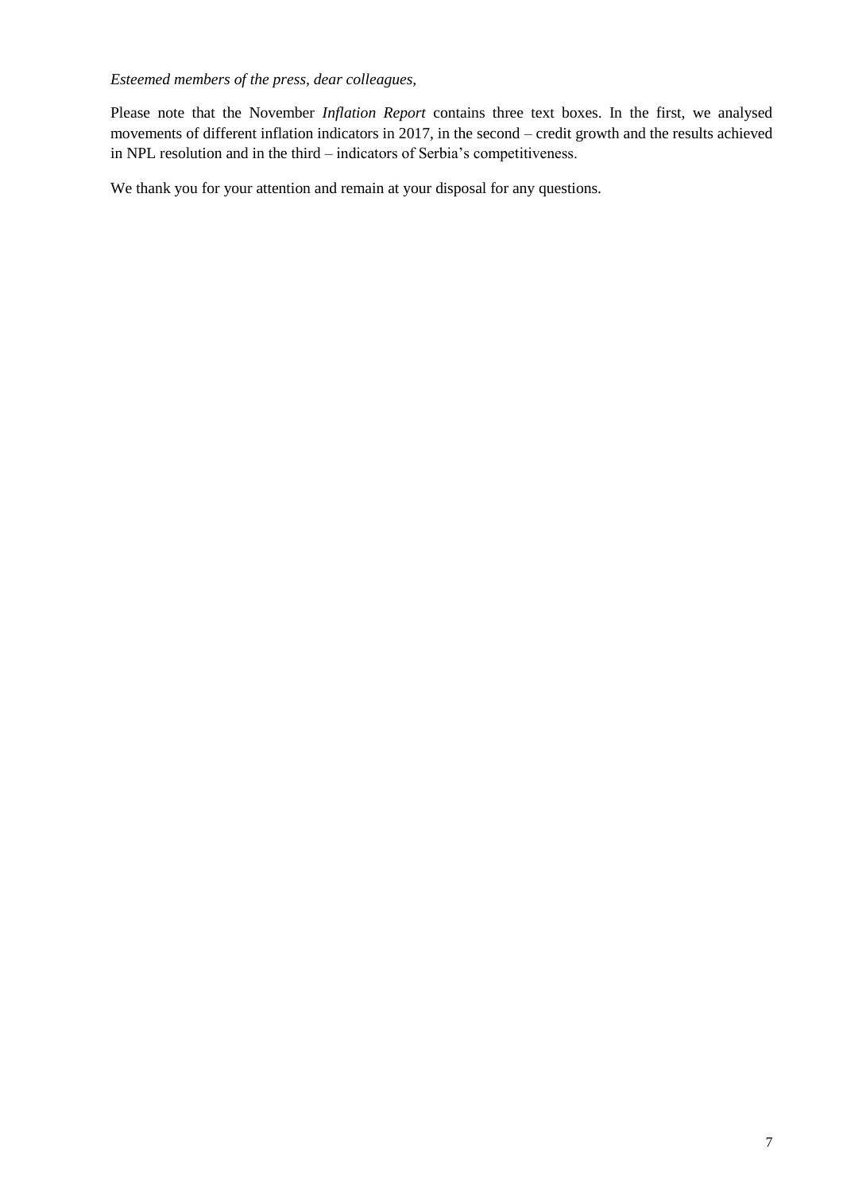*Esteemed members of the press, dear colleagues,*

Please note that the November *Inflation Report* contains three text boxes. In the first, we analysed movements of different inflation indicators in 2017, in the second – credit growth and the results achieved in NPL resolution and in the third – indicators of Serbia's competitiveness.

We thank you for your attention and remain at your disposal for any questions.